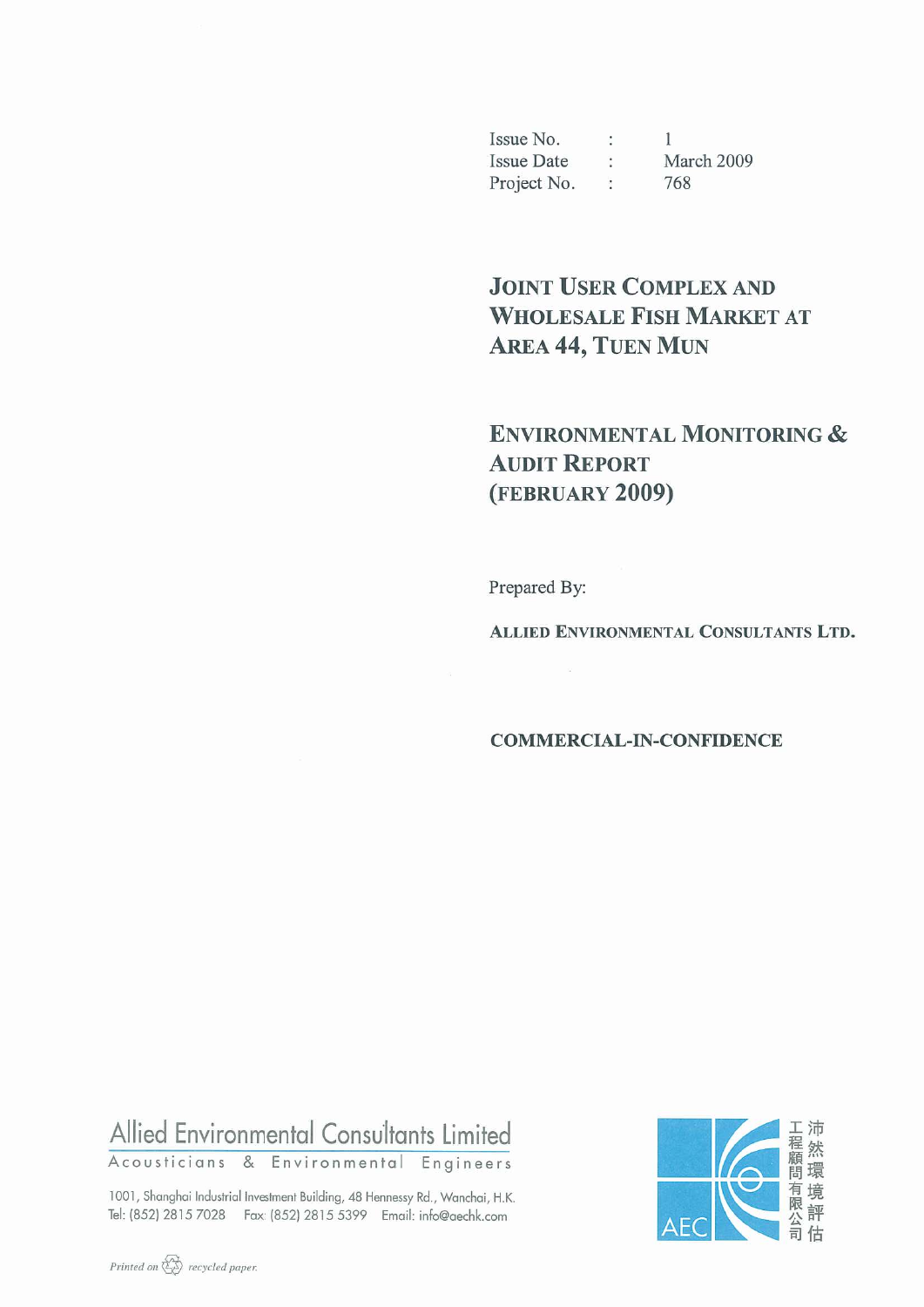| | | |
|---|---|---|
| Issue No. | : | 1 |
| Issue Date | : | March 2009 |
| Project No. | : | 768 |

# JOINT USER COMPLEX AND WHOLESALE FISH MARKET AT AREA 44, TUEN MUN

## ENVIRONMENTAL MONITORING & AUDIT REPORT (FEBRUARY 2009)

Prepared By:

**ALLIED ENVIRONMENTAL CONSULTANTS LTD.**

**COMMERCIAL-IN-CONFIDENCE**

Allied Environmental Consultants Limited
Acousticians & Environmental Engineers

1001, Shanghai Industrial Investment Building, 48 Hennessy Rd., Wanchai, H.K.
Tel: (852) 2815 7028 Fax: (852) 2815 5399 Email: info@aechk.com

AEC 沛然環境評估工程顧問有限公司

*Printed on recycled paper.*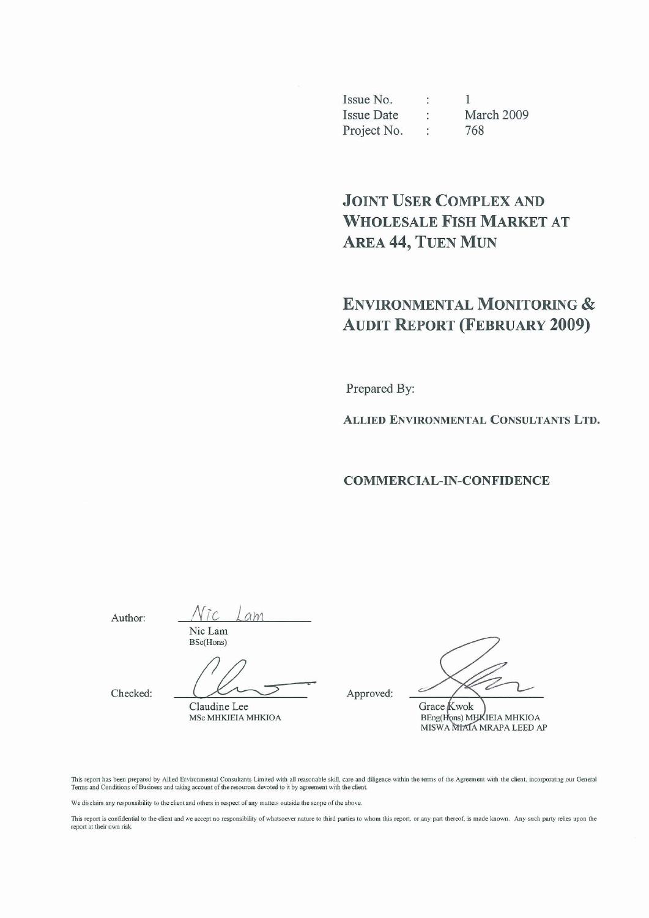| Issue No. | : | 1 |
|---|---|---|
| Issue Date | : | March 2009 |
| Project No. | : | 768 |

# JOINT USER COMPLEX AND WHOLESALE FISH MARKET AT AREA 44, TUEN MUN

# ENVIRONMENTAL MONITORING & AUDIT REPORT (FEBRUARY 2009)

Prepared By:

**ALLIED ENVIRONMENTAL CONSULTANTS LTD.**

**COMMERCIAL-IN-CONFIDENCE**

Author: Nic Lam
Nic Lam
BSc(Hons)

Checked:
Claudine Lee
MSc MHKIEIA MHKIOA

Approved:
Grace Kwok
BEng(Hons) MHKIEIA MHKIOA
MISWA MIAIA MRAPA LEED AP

This report has been prepared by Allied Environmental Consultants Limited with all reasonable skill, care and diligence within the terms of the Agreement with the client, incorporating our General Terms and Conditions of Business and taking account of the resources devoted to it by agreement with the client.

We disclaim any responsibility to the client and others in respect of any matters outside the scope of the above.

This report is confidential to the client and we accept no responsibility of whatsoever nature to third parties to whom this report, or any part thereof, is made known. Any such party relies upon the report at their own risk.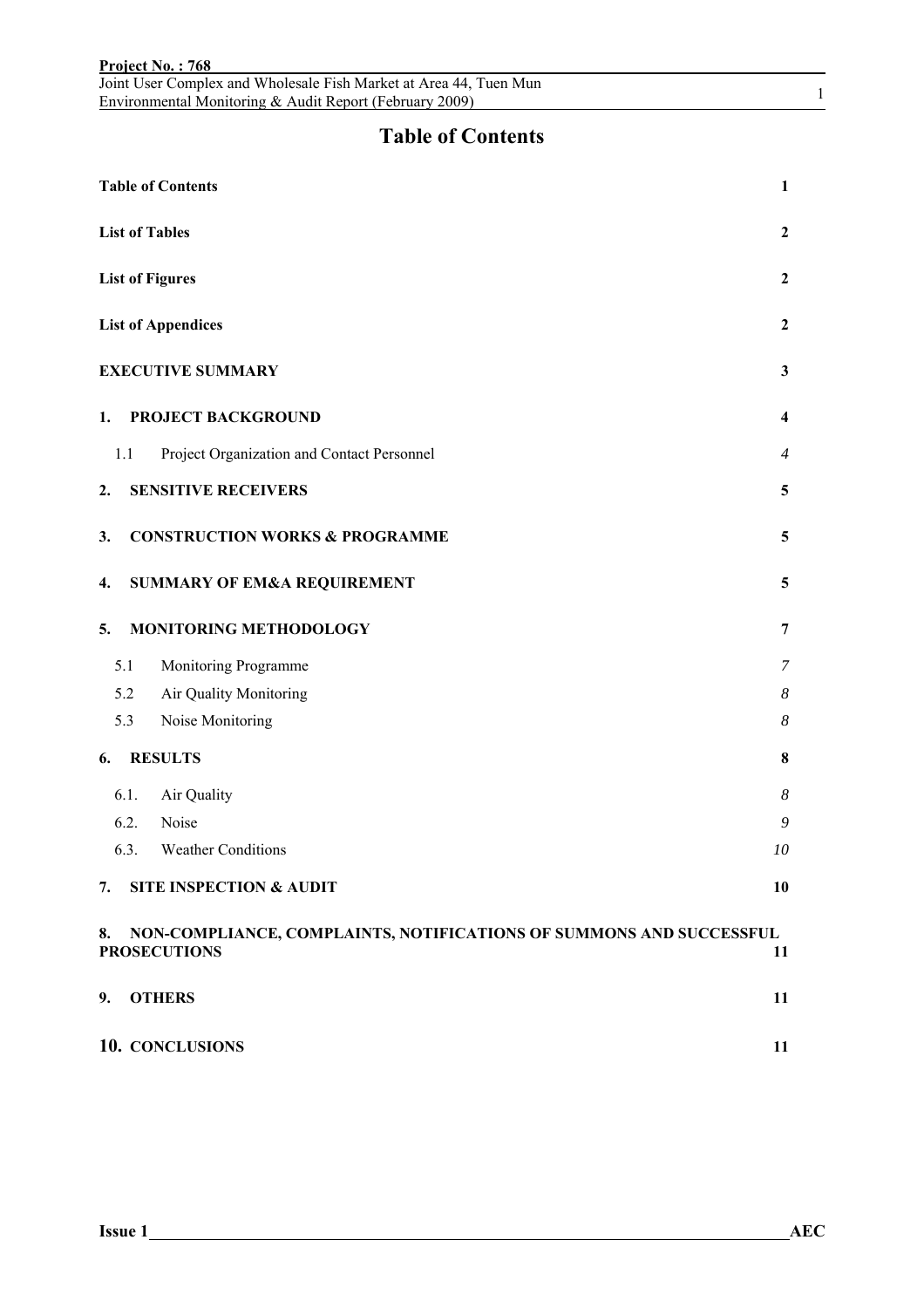# Table of Contents

| | |
|---|---|
| **Table of Contents** | **1** |
| **List of Tables** | **2** |
| **List of Figures** | **2** |
| **List of Appendices** | **2** |
| **EXECUTIVE SUMMARY** | **3** |
| **1. PROJECT BACKGROUND** | **4** |
| 1.1 Project Organization and Contact Personnel | *4* |
| **2. SENSITIVE RECEIVERS** | **5** |
| **3. CONSTRUCTION WORKS & PROGRAMME** | **5** |
| **4. SUMMARY OF EM&A REQUIREMENT** | **5** |
| **5. MONITORING METHODOLOGY** | **7** |
| 5.1 Monitoring Programme | *7* |
| 5.2 Air Quality Monitoring | *8* |
| 5.3 Noise Monitoring | *8* |
| **6. RESULTS** | **8** |
| 6.1. Air Quality | *8* |
| 6.2. Noise | *9* |
| 6.3. Weather Conditions | *10* |
| **7. SITE INSPECTION & AUDIT** | **10** |
| **8. NON-COMPLIANCE, COMPLAINTS, NOTIFICATIONS OF SUMMONS AND SUCCESSFUL PROSECUTIONS** | **11** |
| **9. OTHERS** | **11** |
| **10. CONCLUSIONS** | **11** |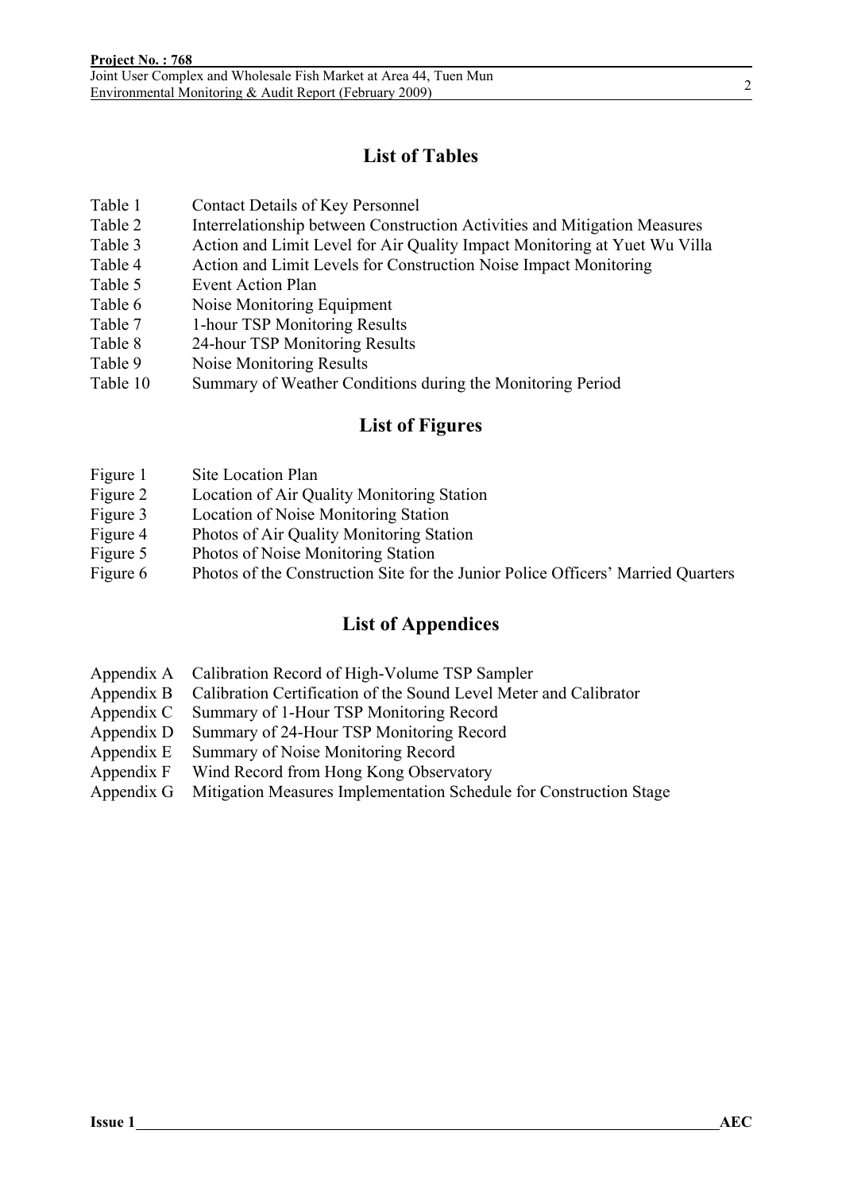## List of Tables

- Table 1 Contact Details of Key Personnel
- Table 2 Interrelationship between Construction Activities and Mitigation Measures
- Table 3 Action and Limit Level for Air Quality Impact Monitoring at Yuet Wu Villa
- Table 4 Action and Limit Levels for Construction Noise Impact Monitoring
- Table 5 Event Action Plan
- Table 6 Noise Monitoring Equipment
- Table 7 1-hour TSP Monitoring Results
- Table 8 24-hour TSP Monitoring Results
- Table 9 Noise Monitoring Results
- Table 10 Summary of Weather Conditions during the Monitoring Period

## List of Figures

- Figure 1 Site Location Plan
- Figure 2 Location of Air Quality Monitoring Station
- Figure 3 Location of Noise Monitoring Station
- Figure 4 Photos of Air Quality Monitoring Station
- Figure 5 Photos of Noise Monitoring Station
- Figure 6 Photos of the Construction Site for the Junior Police Officers' Married Quarters

## List of Appendices

- Appendix A Calibration Record of High-Volume TSP Sampler
- Appendix B Calibration Certification of the Sound Level Meter and Calibrator
- Appendix C Summary of 1-Hour TSP Monitoring Record
- Appendix D Summary of 24-Hour TSP Monitoring Record
- Appendix E Summary of Noise Monitoring Record
- Appendix F Wind Record from Hong Kong Observatory
- Appendix G Mitigation Measures Implementation Schedule for Construction Stage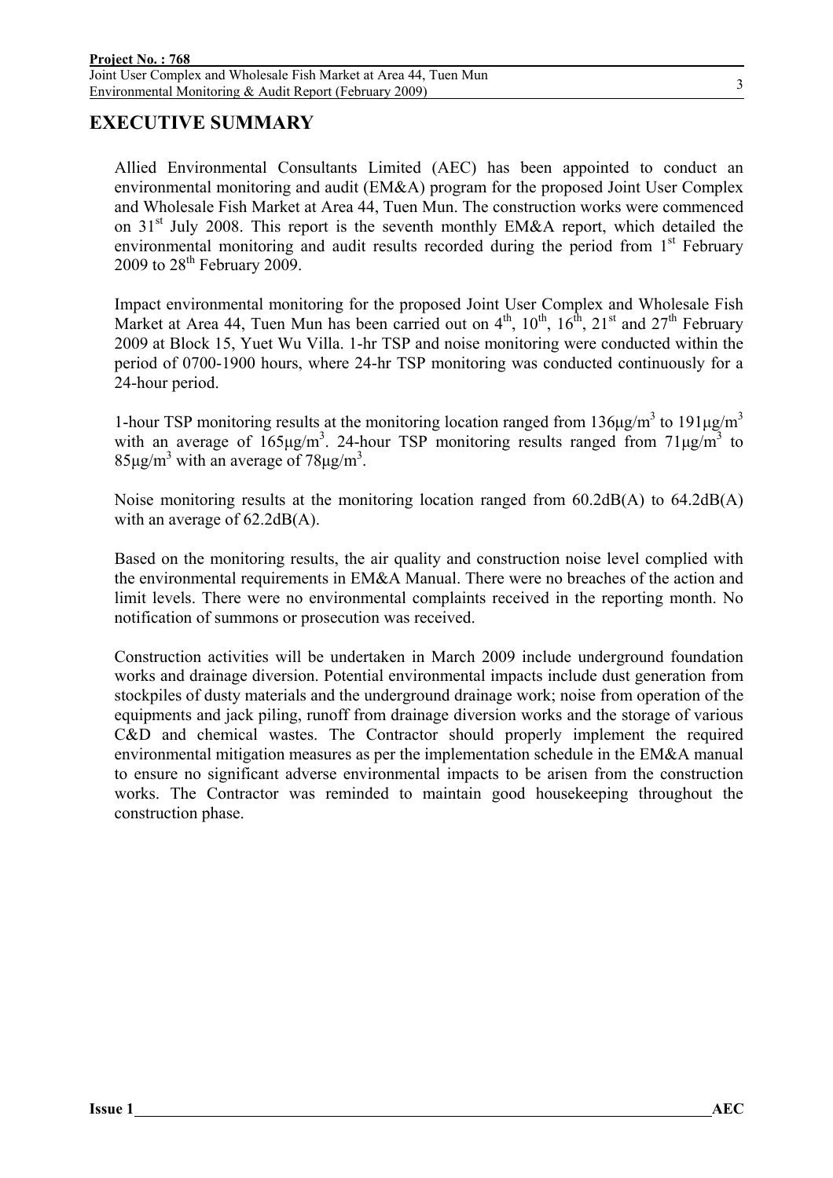# EXECUTIVE SUMMARY

Allied Environmental Consultants Limited (AEC) has been appointed to conduct an environmental monitoring and audit (EM&A) program for the proposed Joint User Complex and Wholesale Fish Market at Area 44, Tuen Mun. The construction works were commenced on 31st July 2008. This report is the seventh monthly EM&A report, which detailed the environmental monitoring and audit results recorded during the period from 1st February 2009 to 28th February 2009.

Impact environmental monitoring for the proposed Joint User Complex and Wholesale Fish Market at Area 44, Tuen Mun has been carried out on 4th, 10th, 16th, 21st and 27th February 2009 at Block 15, Yuet Wu Villa. 1-hr TSP and noise monitoring were conducted within the period of 0700-1900 hours, where 24-hr TSP monitoring was conducted continuously for a 24-hour period.

1-hour TSP monitoring results at the monitoring location ranged from $136\mu g/m^3$ to $191\mu g/m^3$ with an average of $165\mu g/m^3$. 24-hour TSP monitoring results ranged from $71\mu g/m^3$ to $85\mu g/m^3$ with an average of $78\mu g/m^3$.

Noise monitoring results at the monitoring location ranged from 60.2dB(A) to 64.2dB(A) with an average of 62.2dB(A).

Based on the monitoring results, the air quality and construction noise level complied with the environmental requirements in EM&A Manual. There were no breaches of the action and limit levels. There were no environmental complaints received in the reporting month. No notification of summons or prosecution was received.

Construction activities will be undertaken in March 2009 include underground foundation works and drainage diversion. Potential environmental impacts include dust generation from stockpiles of dusty materials and the underground drainage work; noise from operation of the equipments and jack piling, runoff from drainage diversion works and the storage of various C&D and chemical wastes. The Contractor should properly implement the required environmental mitigation measures as per the implementation schedule in the EM&A manual to ensure no significant adverse environmental impacts to be arisen from the construction works. The Contractor was reminded to maintain good housekeeping throughout the construction phase.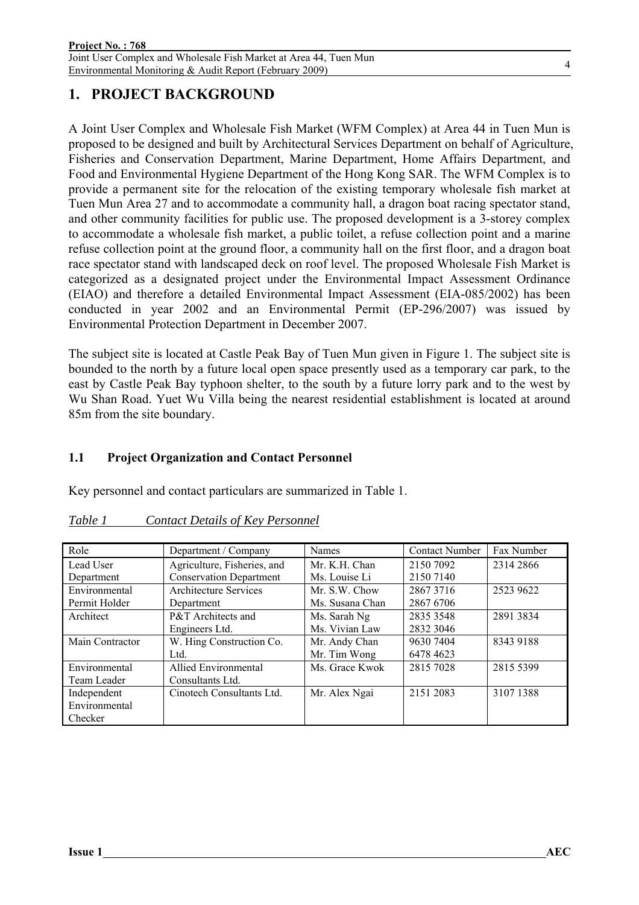# 1. PROJECT BACKGROUND

A Joint User Complex and Wholesale Fish Market (WFM Complex) at Area 44 in Tuen Mun is proposed to be designed and built by Architectural Services Department on behalf of Agriculture, Fisheries and Conservation Department, Marine Department, Home Affairs Department, and Food and Environmental Hygiene Department of the Hong Kong SAR. The WFM Complex is to provide a permanent site for the relocation of the existing temporary wholesale fish market at Tuen Mun Area 27 and to accommodate a community hall, a dragon boat racing spectator stand, and other community facilities for public use. The proposed development is a 3-storey complex to accommodate a wholesale fish market, a public toilet, a refuse collection point and a marine refuse collection point at the ground floor, a community hall on the first floor, and a dragon boat race spectator stand with landscaped deck on roof level. The proposed Wholesale Fish Market is categorized as a designated project under the Environmental Impact Assessment Ordinance (EIAO) and therefore a detailed Environmental Impact Assessment (EIA-085/2002) has been conducted in year 2002 and an Environmental Permit (EP-296/2007) was issued by Environmental Protection Department in December 2007.

The subject site is located at Castle Peak Bay of Tuen Mun given in Figure 1. The subject site is bounded to the north by a future local open space presently used as a temporary car park, to the east by Castle Peak Bay typhoon shelter, to the south by a future lorry park and to the west by Wu Shan Road. Yuet Wu Villa being the nearest residential establishment is located at around 85m from the site boundary.

## 1.1 Project Organization and Contact Personnel

Key personnel and contact particulars are summarized in Table 1.

*Table 1 Contact Details of Key Personnel*

| Role | Department / Company | Names | Contact Number | Fax Number |
|---|---|---|---|---|
| Lead User Department | Agriculture, Fisheries, and Conservation Department | Mr. K.H. Chan<br>Ms. Louise Li | 2150 7092<br>2150 7140 | 2314 2866 |
| Environmental Permit Holder | Architecture Services Department | Mr. S.W. Chow<br>Ms. Susana Chan | 2867 3716<br>2867 6706 | 2523 9622 |
| Architect | P&T Architects and Engineers Ltd. | Ms. Sarah Ng<br>Ms. Vivian Law | 2835 3548<br>2832 3046 | 2891 3834 |
| Main Contractor | W. Hing Construction Co. Ltd. | Mr. Andy Chan<br>Mr. Tim Wong | 9630 7404<br>6478 4623 | 8343 9188 |
| Environmental Team Leader | Allied Environmental Consultants Ltd. | Ms. Grace Kwok | 2815 7028 | 2815 5399 |
| Independent Environmental Checker | Cinotech Consultants Ltd. | Mr. Alex Ngai | 2151 2083 | 3107 1388 |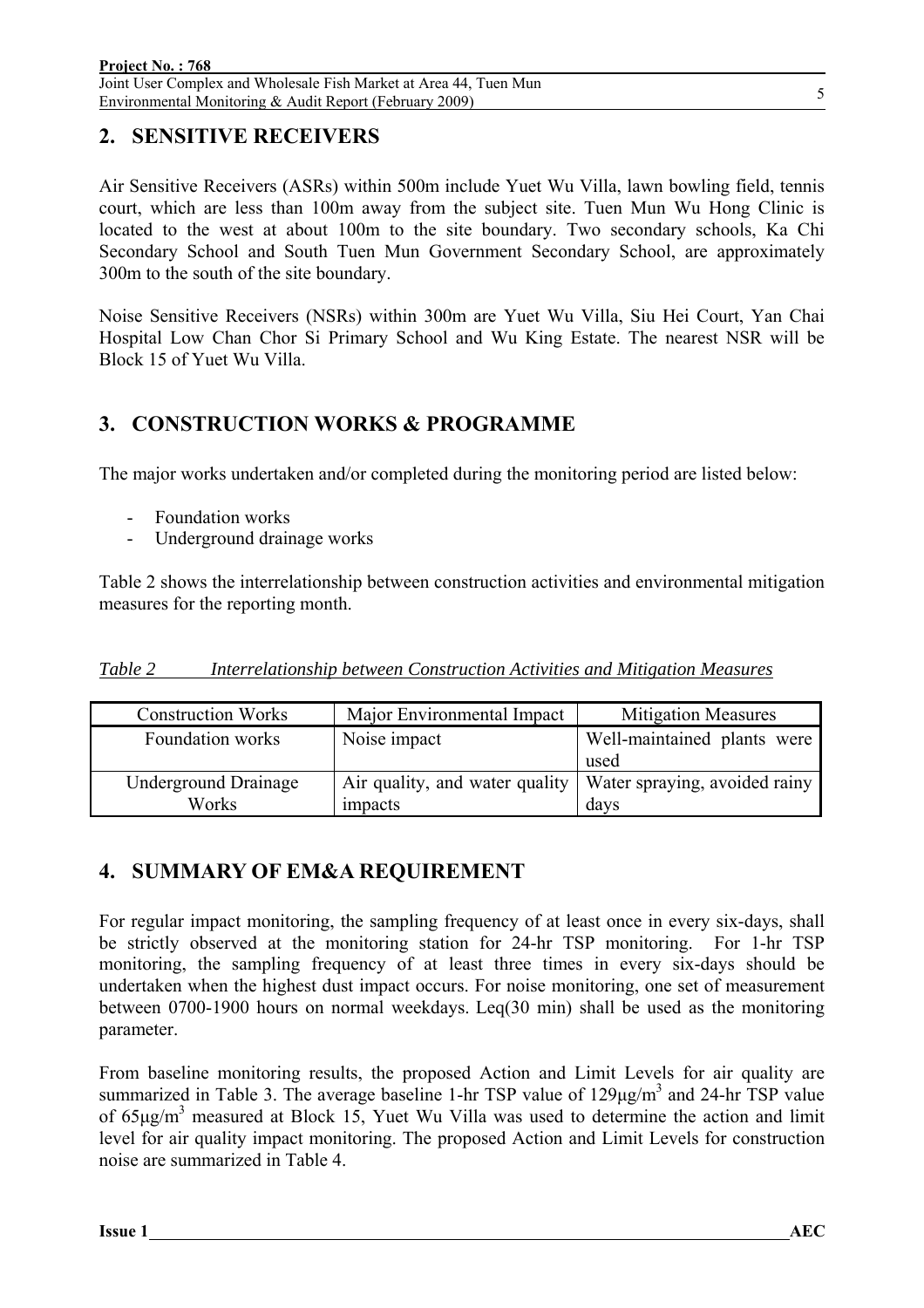## 2. SENSITIVE RECEIVERS

Air Sensitive Receivers (ASRs) within 500m include Yuet Wu Villa, lawn bowling field, tennis court, which are less than 100m away from the subject site. Tuen Mun Wu Hong Clinic is located to the west at about 100m to the site boundary. Two secondary schools, Ka Chi Secondary School and South Tuen Mun Government Secondary School, are approximately 300m to the south of the site boundary.

Noise Sensitive Receivers (NSRs) within 300m are Yuet Wu Villa, Siu Hei Court, Yan Chai Hospital Low Chan Chor Si Primary School and Wu King Estate. The nearest NSR will be Block 15 of Yuet Wu Villa.

## 3. CONSTRUCTION WORKS & PROGRAMME

The major works undertaken and/or completed during the monitoring period are listed below:

- Foundation works
- Underground drainage works

Table 2 shows the interrelationship between construction activities and environmental mitigation measures for the reporting month.

*Table 2 Interrelationship between Construction Activities and Mitigation Measures*

| Construction Works | Major Environmental Impact | Mitigation Measures |
|---|---|---|
| Foundation works | Noise impact | Well-maintained plants were used |
| Underground Drainage Works | Air quality, and water quality impacts | Water spraying, avoided rainy days |

## 4. SUMMARY OF EM&A REQUIREMENT

For regular impact monitoring, the sampling frequency of at least once in every six-days, shall be strictly observed at the monitoring station for 24-hr TSP monitoring. For 1-hr TSP monitoring, the sampling frequency of at least three times in every six-days should be undertaken when the highest dust impact occurs. For noise monitoring, one set of measurement between 0700-1900 hours on normal weekdays. Leq(30 min) shall be used as the monitoring parameter.

From baseline monitoring results, the proposed Action and Limit Levels for air quality are summarized in Table 3. The average baseline 1-hr TSP value of 129$\mu g/m^3$ and 24-hr TSP value of 65$\mu g/m^3$ measured at Block 15, Yuet Wu Villa was used to determine the action and limit level for air quality impact monitoring. The proposed Action and Limit Levels for construction noise are summarized in Table 4.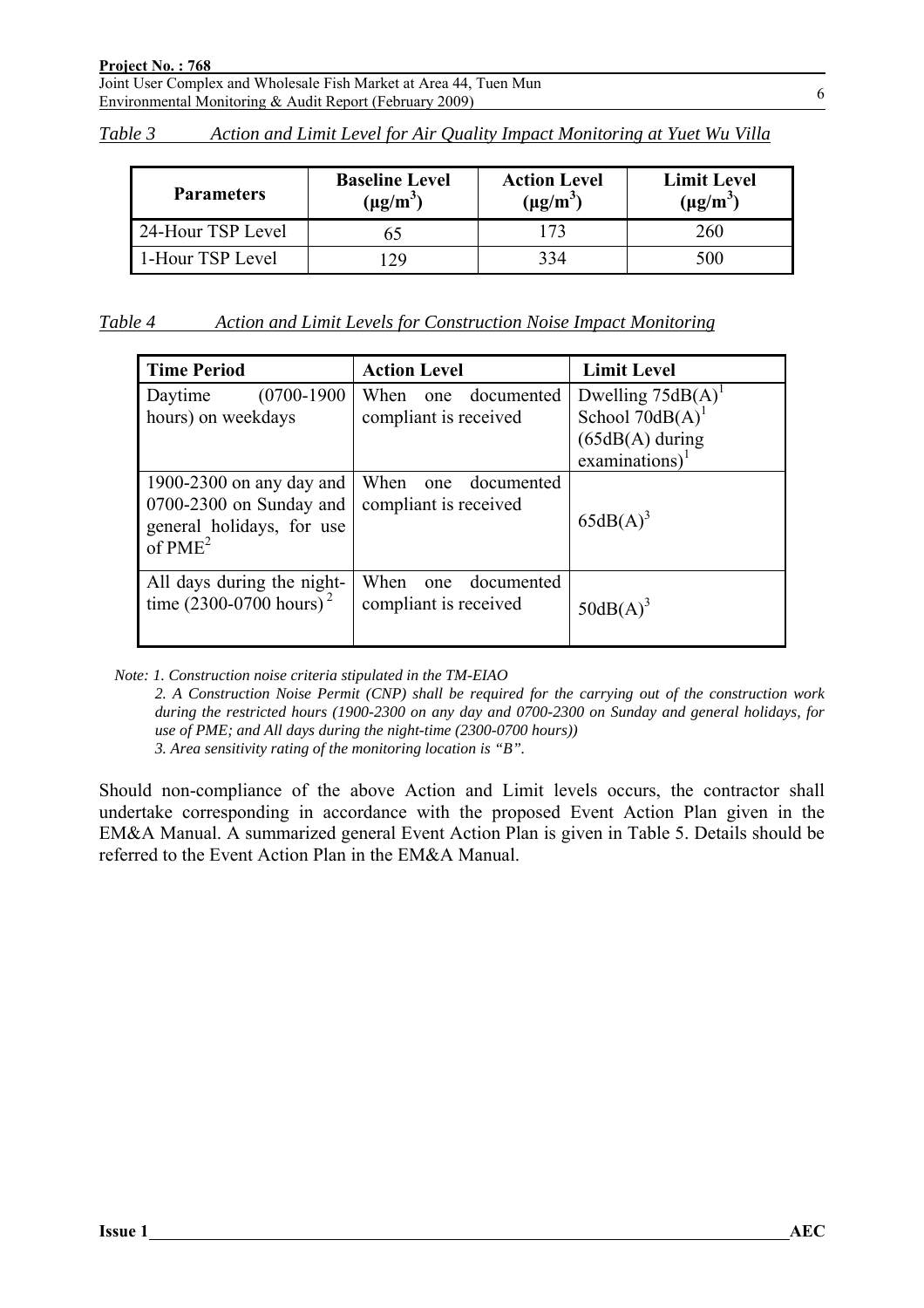*Table 3 Action and Limit Level for Air Quality Impact Monitoring at Yuet Wu Villa*

| Parameters | Baseline Level ($\mu g/m^3$) | Action Level ($\mu g/m^3$) | Limit Level ($\mu g/m^3$) |
|---|---|---|---|
| 24-Hour TSP Level | 65 | 173 | 260 |
| 1-Hour TSP Level | 129 | 334 | 500 |

*Table 4 Action and Limit Levels for Construction Noise Impact Monitoring*

| Time Period | Action Level | Limit Level |
|---|---|---|
| Daytime (0700-1900 hours) on weekdays | When one documented compliant is received | Dwelling 75dB(A)[1] School 70dB(A)[1] (65dB(A) during examinations)[1] |
| 1900-2300 on any day and 0700-2300 on Sunday and general holidays, for use of PME[2] | When one documented compliant is received | 65dB(A)[3] |
| All days during the night-time (2300-0700 hours)[2] | When one documented compliant is received | 50dB(A)[3] |

*Note: 1. Construction noise criteria stipulated in the TM-EIAO*

*2. A Construction Noise Permit (CNP) shall be required for the carrying out of the construction work during the restricted hours (1900-2300 on any day and 0700-2300 on Sunday and general holidays, for use of PME; and All days during the night-time (2300-0700 hours))*

*3. Area sensitivity rating of the monitoring location is "B".*

Should non-compliance of the above Action and Limit levels occurs, the contractor shall undertake corresponding in accordance with the proposed Event Action Plan given in the EM&A Manual. A summarized general Event Action Plan is given in Table 5. Details should be referred to the Event Action Plan in the EM&A Manual.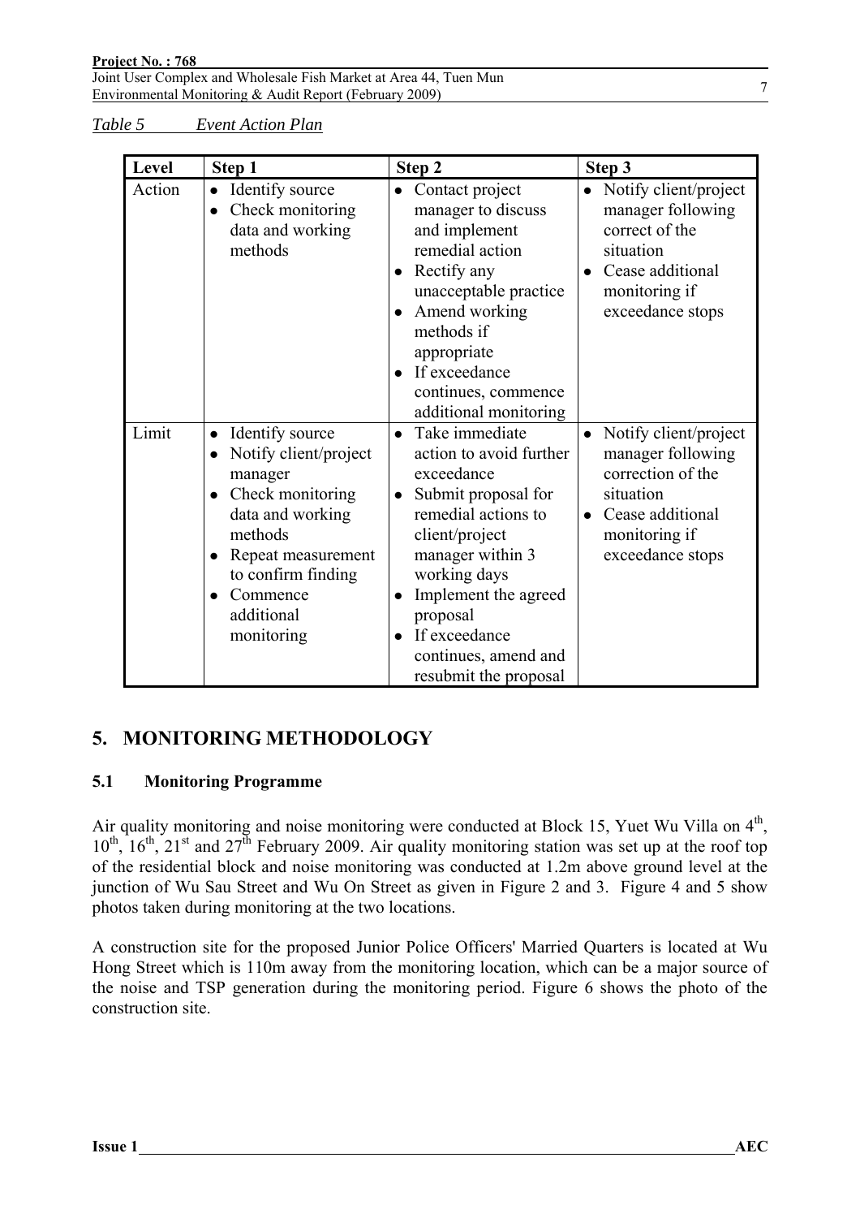*Table 5 Event Action Plan*

| Level | Step 1 | Step 2 | Step 3 |
|---|---|---|---|
| Action | • Identify source<br>• Check monitoring data and working methods | • Contact project manager to discuss and implement remedial action<br>• Rectify any unacceptable practice<br>• Amend working methods if appropriate<br>• If exceedance continues, commence additional monitoring | • Notify client/project manager following correct of the situation<br>• Cease additional monitoring if exceedance stops |
| Limit | • Identify source<br>• Notify client/project manager<br>• Check monitoring data and working methods<br>• Repeat measurement to confirm finding<br>• Commence additional monitoring | • Take immediate action to avoid further exceedance<br>• Submit proposal for remedial actions to client/project manager within 3 working days<br>• Implement the agreed proposal<br>• If exceedance continues, amend and resubmit the proposal | • Notify client/project manager following correction of the situation<br>• Cease additional monitoring if exceedance stops |

# 5. MONITORING METHODOLOGY

## 5.1 Monitoring Programme

Air quality monitoring and noise monitoring were conducted at Block 15, Yuet Wu Villa on 4th, 10th, 16th, 21st and 27th February 2009. Air quality monitoring station was set up at the roof top of the residential block and noise monitoring was conducted at 1.2m above ground level at the junction of Wu Sau Street and Wu On Street as given in Figure 2 and 3. Figure 4 and 5 show photos taken during monitoring at the two locations.

A construction site for the proposed Junior Police Officers' Married Quarters is located at Wu Hong Street which is 110m away from the monitoring location, which can be a major source of the noise and TSP generation during the monitoring period. Figure 6 shows the photo of the construction site.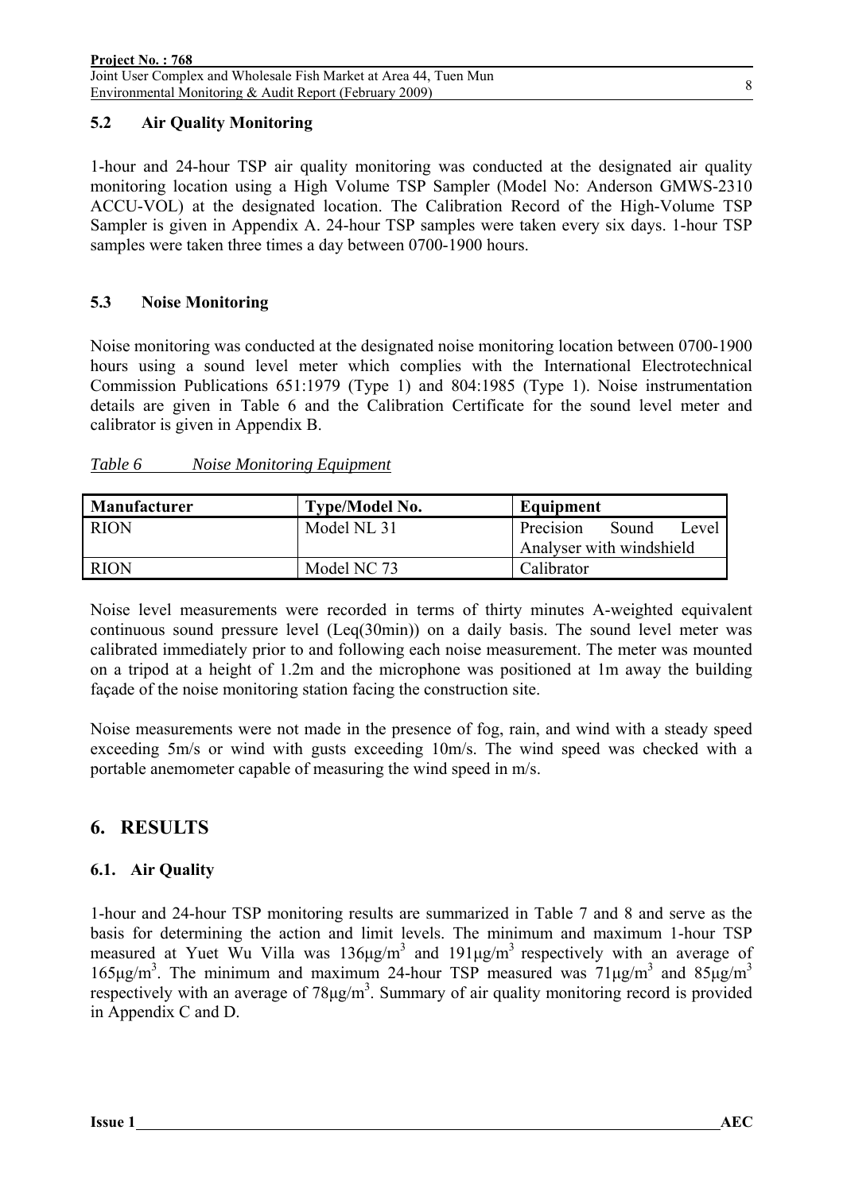### 5.2 Air Quality Monitoring

1-hour and 24-hour TSP air quality monitoring was conducted at the designated air quality monitoring location using a High Volume TSP Sampler (Model No: Anderson GMWS-2310 ACCU-VOL) at the designated location. The Calibration Record of the High-Volume TSP Sampler is given in Appendix A. 24-hour TSP samples were taken every six days. 1-hour TSP samples were taken three times a day between 0700-1900 hours.

### 5.3 Noise Monitoring

Noise monitoring was conducted at the designated noise monitoring location between 0700-1900 hours using a sound level meter which complies with the International Electrotechnical Commission Publications 651:1979 (Type 1) and 804:1985 (Type 1). Noise instrumentation details are given in Table 6 and the Calibration Certificate for the sound level meter and calibrator is given in Appendix B.

*Table 6 Noise Monitoring Equipment*

| Manufacturer | Type/Model No. | Equipment |
|---|---|---|
| RION | Model NL 31 | Precision Sound Level Analyser with windshield |
| RION | Model NC 73 | Calibrator |

Noise level measurements were recorded in terms of thirty minutes A-weighted equivalent continuous sound pressure level (Leq(30min)) on a daily basis. The sound level meter was calibrated immediately prior to and following each noise measurement. The meter was mounted on a tripod at a height of 1.2m and the microphone was positioned at 1m away the building façade of the noise monitoring station facing the construction site.

Noise measurements were not made in the presence of fog, rain, and wind with a steady speed exceeding 5m/s or wind with gusts exceeding 10m/s. The wind speed was checked with a portable anemometer capable of measuring the wind speed in m/s.

## 6. RESULTS

### 6.1. Air Quality

1-hour and 24-hour TSP monitoring results are summarized in Table 7 and 8 and serve as the basis for determining the action and limit levels. The minimum and maximum 1-hour TSP measured at Yuet Wu Villa was 136μg/$m^3$ and 191μg/$m^3$ respectively with an average of 165μg/$m^3$. The minimum and maximum 24-hour TSP measured was 71μg/$m^3$ and 85μg/$m^3$ respectively with an average of 78μg/$m^3$. Summary of air quality monitoring record is provided in Appendix C and D.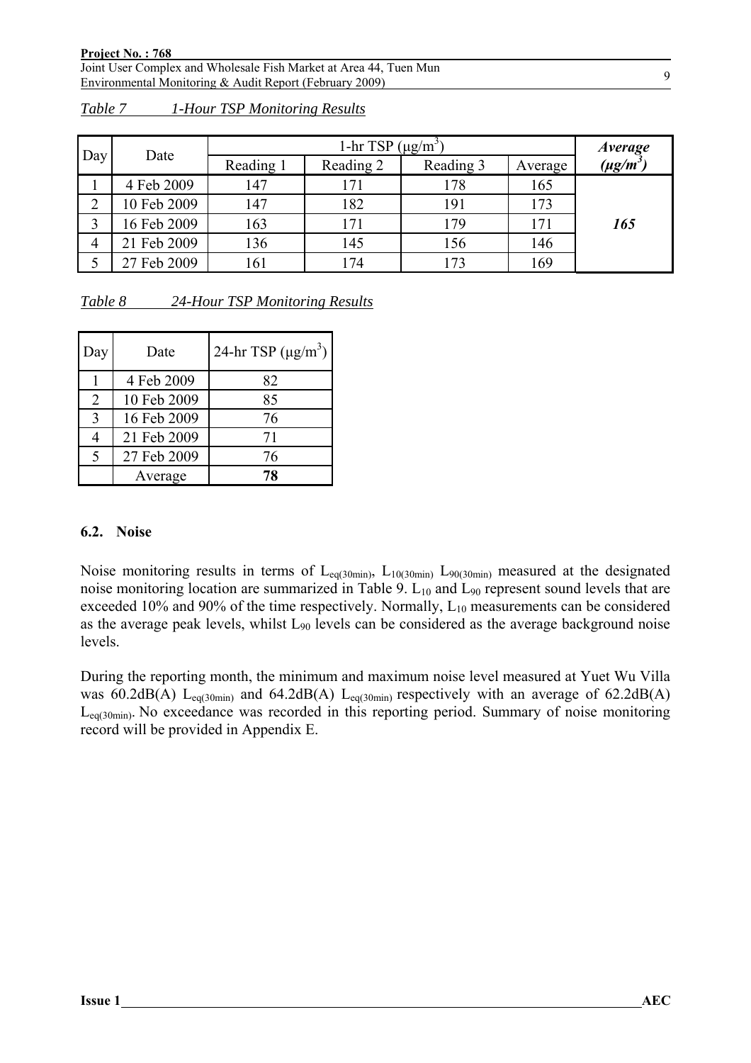*Table 7 1-Hour TSP Monitoring Results*

| Day | Date | 1-hr TSP (μg/m³) | | | | ***Average (μg/m³)*** |
|---|---|---|---|---|---|---|
| | | Reading 1 | Reading 2 | Reading 3 | Average | |
| 1 | 4 Feb 2009 | 147 | 171 | 178 | 165 | ***165*** |
| 2 | 10 Feb 2009 | 147 | 182 | 191 | 173 | |
| 3 | 16 Feb 2009 | 163 | 171 | 179 | 171 | |
| 4 | 21 Feb 2009 | 136 | 145 | 156 | 146 | |
| 5 | 27 Feb 2009 | 161 | 174 | 173 | 169 | |

*Table 8 24-Hour TSP Monitoring Results*

| Day | Date | 24-hr TSP (μg/m³) |
|---|---|---|
| 1 | 4 Feb 2009 | 82 |
| 2 | 10 Feb 2009 | 85 |
| 3 | 16 Feb 2009 | 76 |
| 4 | 21 Feb 2009 | 71 |
| 5 | 27 Feb 2009 | 76 |
| | Average | **78** |

### 6.2. Noise

Noise monitoring results in terms of $L_{eq(30min)}$, $L_{10(30min)}$ $L_{90(30min)}$ measured at the designated noise monitoring location are summarized in Table 9. $L_{10}$ and $L_{90}$ represent sound levels that are exceeded 10% and 90% of the time respectively. Normally, $L_{10}$ measurements can be considered as the average peak levels, whilst $L_{90}$ levels can be considered as the average background noise levels.

During the reporting month, the minimum and maximum noise level measured at Yuet Wu Villa was 60.2dB(A) $L_{eq(30min)}$ and 64.2dB(A) $L_{eq(30min)}$ respectively with an average of 62.2dB(A) $L_{eq(30min)}$. No exceedance was recorded in this reporting period. Summary of noise monitoring record will be provided in Appendix E.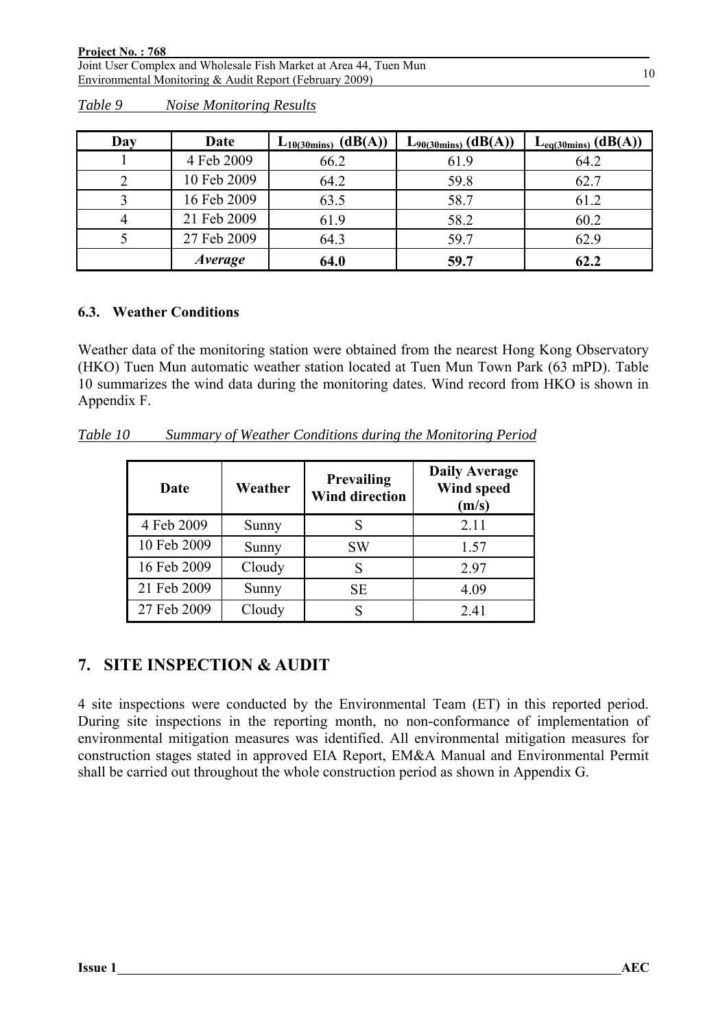*Table 9 Noise Monitoring Results*

| Day | Date | $L_{10(30mins)}$ (dB(A)) | $L_{90(30mins)}$ (dB(A)) | $L_{eq(30mins)}$ (dB(A)) |
|---|---|---|---|---|
| 1 | 4 Feb 2009 | 66.2 | 61.9 | 64.2 |
| 2 | 10 Feb 2009 | 64.2 | 59.8 | 62.7 |
| 3 | 16 Feb 2009 | 63.5 | 58.7 | 61.2 |
| 4 | 21 Feb 2009 | 61.9 | 58.2 | 60.2 |
| 5 | 27 Feb 2009 | 64.3 | 59.7 | 62.9 |
| | ***Average*** | **64.0** | **59.7** | **62.2** |

### 6.3. Weather Conditions

Weather data of the monitoring station were obtained from the nearest Hong Kong Observatory (HKO) Tuen Mun automatic weather station located at Tuen Mun Town Park (63 mPD). Table 10 summarizes the wind data during the monitoring dates. Wind record from HKO is shown in Appendix F.

*Table 10 Summary of Weather Conditions during the Monitoring Period*

| Date | Weather | Prevailing Wind direction | Daily Average Wind speed (m/s) |
|---|---|---|---|
| 4 Feb 2009 | Sunny | S | 2.11 |
| 10 Feb 2009 | Sunny | SW | 1.57 |
| 16 Feb 2009 | Cloudy | S | 2.97 |
| 21 Feb 2009 | Sunny | SE | 4.09 |
| 27 Feb 2009 | Cloudy | S | 2.41 |

## 7. SITE INSPECTION & AUDIT

4 site inspections were conducted by the Environmental Team (ET) in this reported period. During site inspections in the reporting month, no non-conformance of implementation of environmental mitigation measures was identified. All environmental mitigation measures for construction stages stated in approved EIA Report, EM&A Manual and Environmental Permit shall be carried out throughout the whole construction period as shown in Appendix G.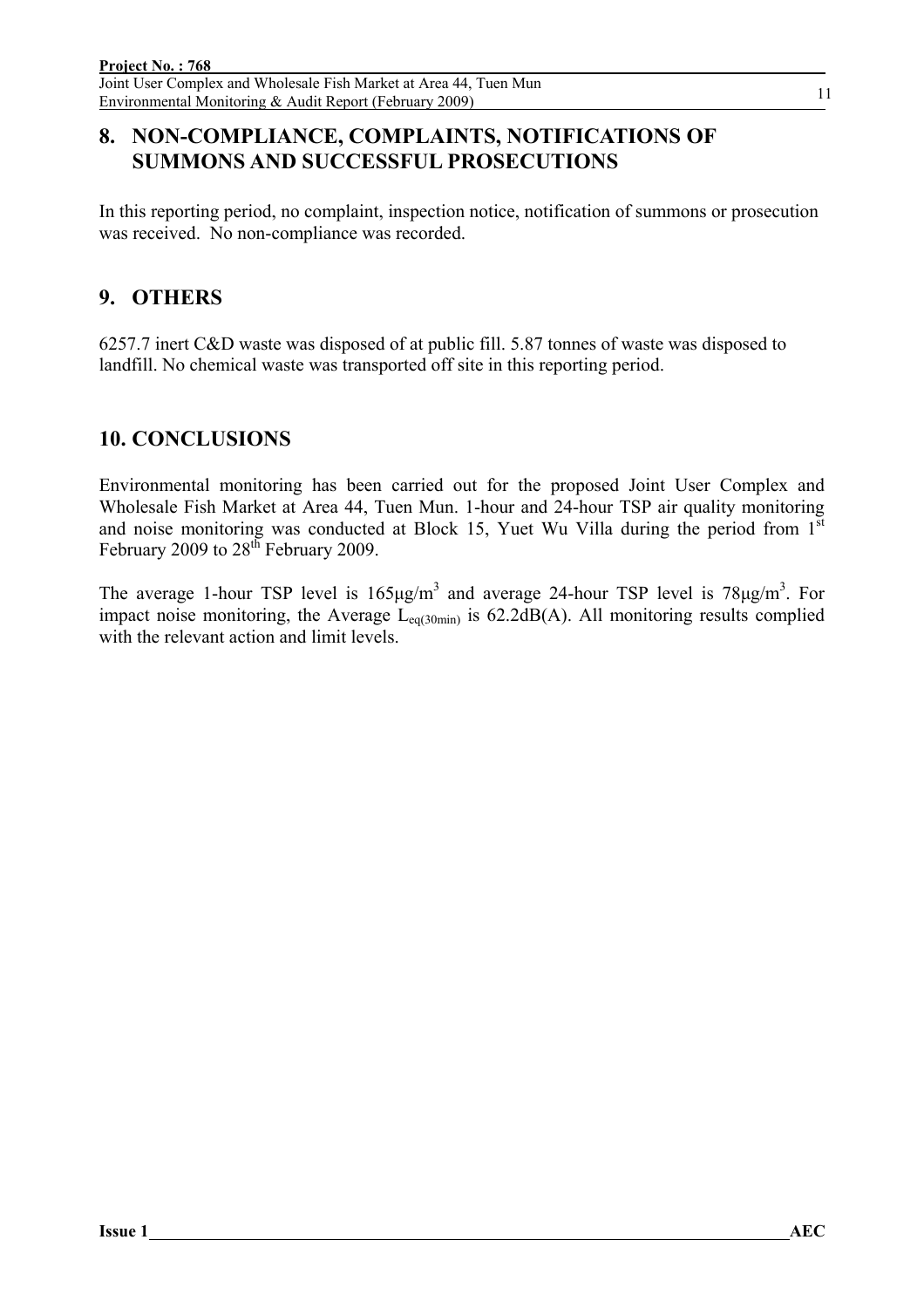## 8. NON-COMPLIANCE, COMPLAINTS, NOTIFICATIONS OF SUMMONS AND SUCCESSFUL PROSECUTIONS

In this reporting period, no complaint, inspection notice, notification of summons or prosecution was received. No non-compliance was recorded.

## 9. OTHERS

6257.7 inert C&D waste was disposed of at public fill. 5.87 tonnes of waste was disposed to landfill. No chemical waste was transported off site in this reporting period.

## 10. CONCLUSIONS

Environmental monitoring has been carried out for the proposed Joint User Complex and Wholesale Fish Market at Area 44, Tuen Mun. 1-hour and 24-hour TSP air quality monitoring and noise monitoring was conducted at Block 15, Yuet Wu Villa during the period from 1st February 2009 to 28th February 2009.

The average 1-hour TSP level is 165μg/m$^3$ and average 24-hour TSP level is 78μg/m$^3$. For impact noise monitoring, the Average $L_{eq(30min)}$ is 62.2dB(A). All monitoring results complied with the relevant action and limit levels.